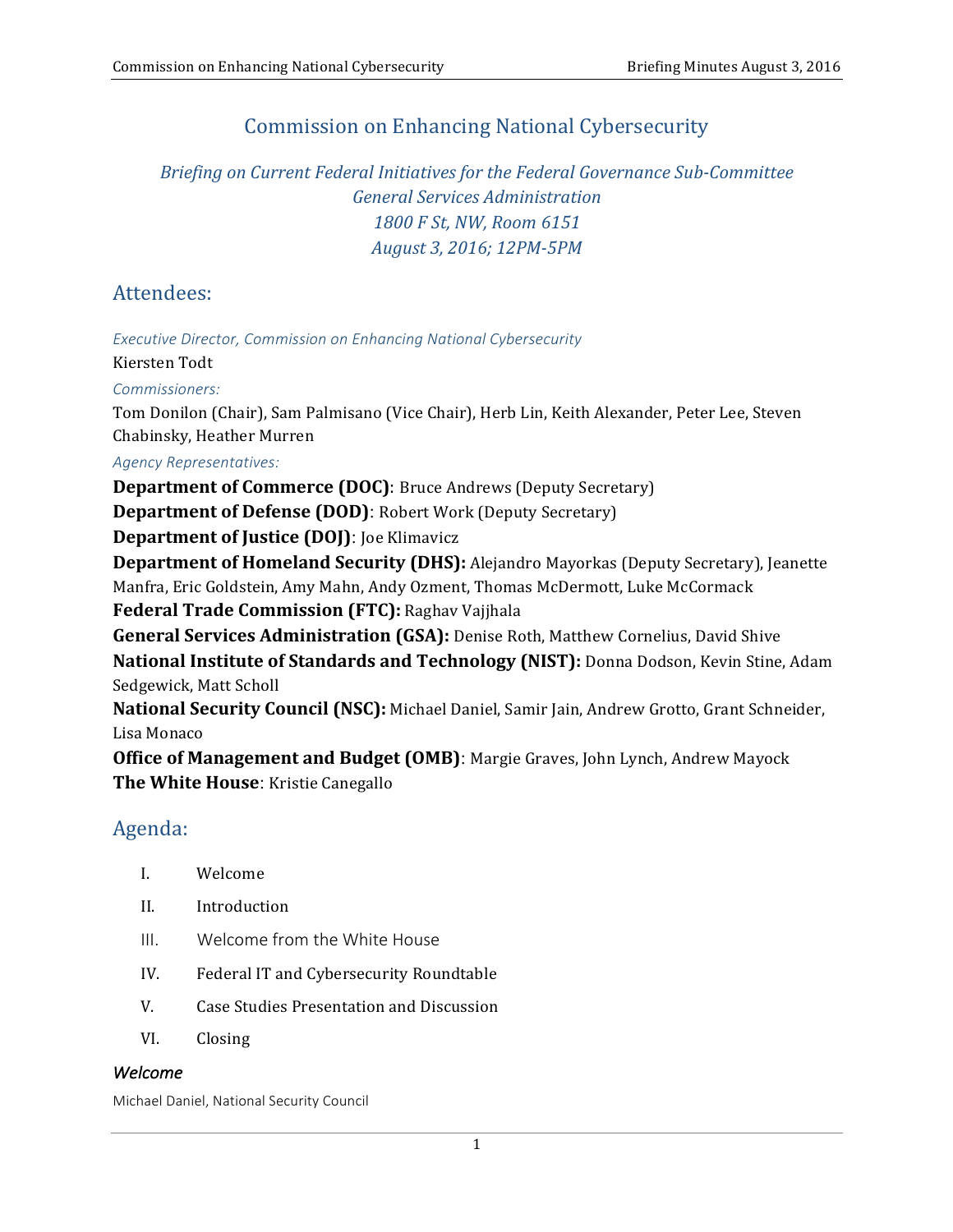# Commission on Enhancing National Cybersecurity

*Briefing on Current Federal Initiatives for the Federal Governance Sub-Committee*
*General Services Administration*
*1800 F St, NW, Room 6151*
*August 3, 2016; 12PM-5PM*

## Attendees:

*Executive Director, Commission on Enhancing National Cybersecurity*

Kiersten Todt

*Commissioners:*

Tom Donilon (Chair), Sam Palmisano (Vice Chair), Herb Lin, Keith Alexander, Peter Lee, Steven Chabinsky, Heather Murren

*Agency Representatives:*

**Department of Commerce (DOC)**: Bruce Andrews (Deputy Secretary)

**Department of Defense (DOD)**: Robert Work (Deputy Secretary)

**Department of Justice (DOJ)**: Joe Klimavicz

**Department of Homeland Security (DHS):** Alejandro Mayorkas (Deputy Secretary), Jeanette Manfra, Eric Goldstein, Amy Mahn, Andy Ozment, Thomas McDermott, Luke McCormack

**Federal Trade Commission (FTC):** Raghav Vajjhala

**General Services Administration (GSA):** Denise Roth, Matthew Cornelius, David Shive

**National Institute of Standards and Technology (NIST):** Donna Dodson, Kevin Stine, Adam Sedgewick, Matt Scholl

**National Security Council (NSC):** Michael Daniel, Samir Jain, Andrew Grotto, Grant Schneider, Lisa Monaco

**Office of Management and Budget (OMB)**: Margie Graves, John Lynch, Andrew Mayock

**The White House**: Kristie Canegallo

## Agenda:

I. Welcome

II. Introduction

III. Welcome from the White House

IV. Federal IT and Cybersecurity Roundtable

V. Case Studies Presentation and Discussion

VI. Closing

### *Welcome*

Michael Daniel, National Security Council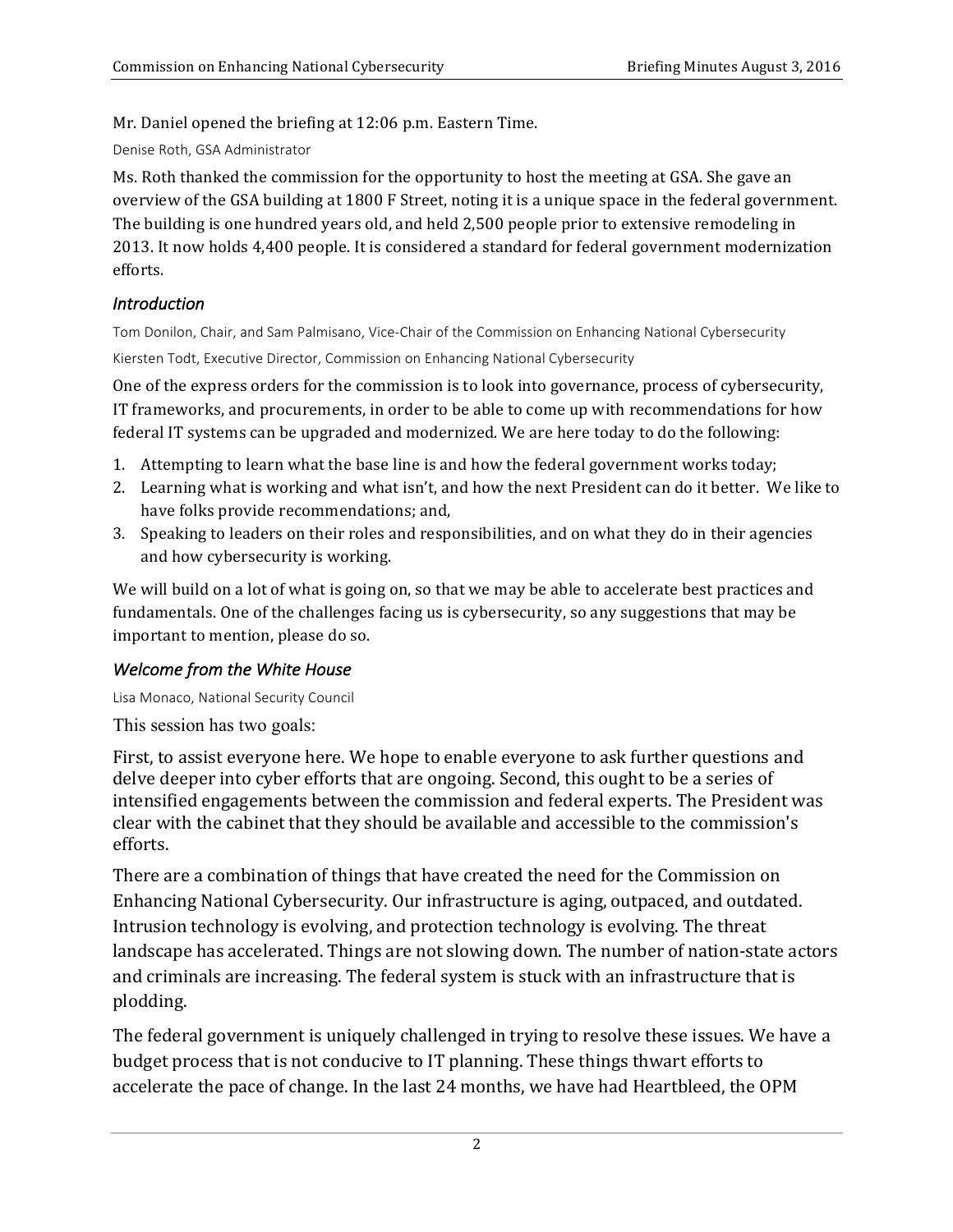Mr. Daniel opened the briefing at 12:06 p.m. Eastern Time.

Denise Roth, GSA Administrator

Ms. Roth thanked the commission for the opportunity to host the meeting at GSA. She gave an overview of the GSA building at 1800 F Street, noting it is a unique space in the federal government. The building is one hundred years old, and held 2,500 people prior to extensive remodeling in 2013. It now holds 4,400 people. It is considered a standard for federal government modernization efforts.

### *Introduction*

Tom Donilon, Chair, and Sam Palmisano, Vice-Chair of the Commission on Enhancing National Cybersecurity

Kiersten Todt, Executive Director, Commission on Enhancing National Cybersecurity

One of the express orders for the commission is to look into governance, process of cybersecurity, IT frameworks, and procurements, in order to be able to come up with recommendations for how federal IT systems can be upgraded and modernized. We are here today to do the following:

1. Attempting to learn what the base line is and how the federal government works today;
2. Learning what is working and what isn't, and how the next President can do it better. We like to have folks provide recommendations; and,
3. Speaking to leaders on their roles and responsibilities, and on what they do in their agencies and how cybersecurity is working.

We will build on a lot of what is going on, so that we may be able to accelerate best practices and fundamentals. One of the challenges facing us is cybersecurity, so any suggestions that may be important to mention, please do so.

### *Welcome from the White House*

Lisa Monaco, National Security Council

This session has two goals:

First, to assist everyone here. We hope to enable everyone to ask further questions and delve deeper into cyber efforts that are ongoing. Second, this ought to be a series of intensified engagements between the commission and federal experts. The President was clear with the cabinet that they should be available and accessible to the commission's efforts.

There are a combination of things that have created the need for the Commission on Enhancing National Cybersecurity. Our infrastructure is aging, outpaced, and outdated. Intrusion technology is evolving, and protection technology is evolving. The threat landscape has accelerated. Things are not slowing down. The number of nation-state actors and criminals are increasing. The federal system is stuck with an infrastructure that is plodding.

The federal government is uniquely challenged in trying to resolve these issues. We have a budget process that is not conducive to IT planning. These things thwart efforts to accelerate the pace of change. In the last 24 months, we have had Heartbleed, the OPM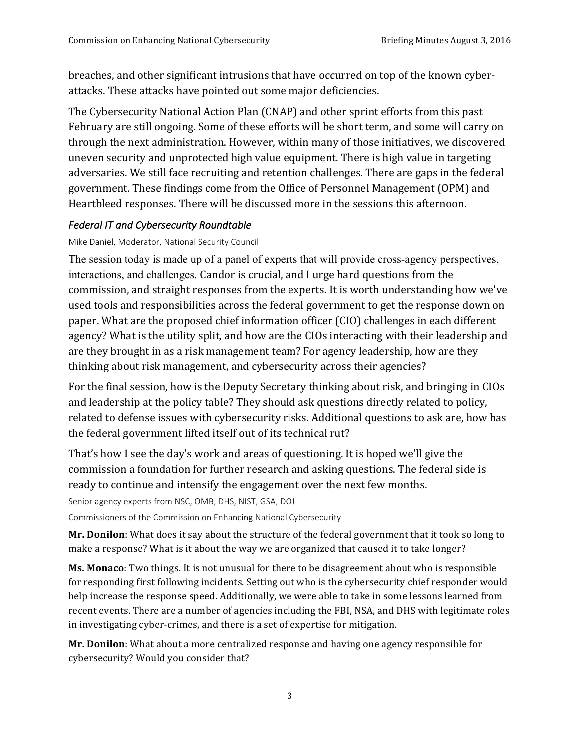breaches, and other significant intrusions that have occurred on top of the known cyber-attacks. These attacks have pointed out some major deficiencies.

The Cybersecurity National Action Plan (CNAP) and other sprint efforts from this past February are still ongoing. Some of these efforts will be short term, and some will carry on through the next administration. However, within many of those initiatives, we discovered uneven security and unprotected high value equipment. There is high value in targeting adversaries. We still face recruiting and retention challenges. There are gaps in the federal government. These findings come from the Office of Personnel Management (OPM) and Heartbleed responses. There will be discussed more in the sessions this afternoon.

### *Federal IT and Cybersecurity Roundtable*

Mike Daniel, Moderator, National Security Council

The session today is made up of a panel of experts that will provide cross-agency perspectives, interactions, and challenges. Candor is crucial, and I urge hard questions from the commission, and straight responses from the experts. It is worth understanding how we've used tools and responsibilities across the federal government to get the response down on paper. What are the proposed chief information officer (CIO) challenges in each different agency? What is the utility split, and how are the CIOs interacting with their leadership and are they brought in as a risk management team? For agency leadership, how are they thinking about risk management, and cybersecurity across their agencies?

For the final session, how is the Deputy Secretary thinking about risk, and bringing in CIOs and leadership at the policy table? They should ask questions directly related to policy, related to defense issues with cybersecurity risks. Additional questions to ask are, how has the federal government lifted itself out of its technical rut?

That's how I see the day's work and areas of questioning. It is hoped we'll give the commission a foundation for further research and asking questions. The federal side is ready to continue and intensify the engagement over the next few months.

Senior agency experts from NSC, OMB, DHS, NIST, GSA, DOJ

Commissioners of the Commission on Enhancing National Cybersecurity

**Mr. Donilon**: What does it say about the structure of the federal government that it took so long to make a response? What is it about the way we are organized that caused it to take longer?

**Ms. Monaco**: Two things. It is not unusual for there to be disagreement about who is responsible for responding first following incidents. Setting out who is the cybersecurity chief responder would help increase the response speed. Additionally, we were able to take in some lessons learned from recent events. There are a number of agencies including the FBI, NSA, and DHS with legitimate roles in investigating cyber-crimes, and there is a set of expertise for mitigation.

**Mr. Donilon**: What about a more centralized response and having one agency responsible for cybersecurity? Would you consider that?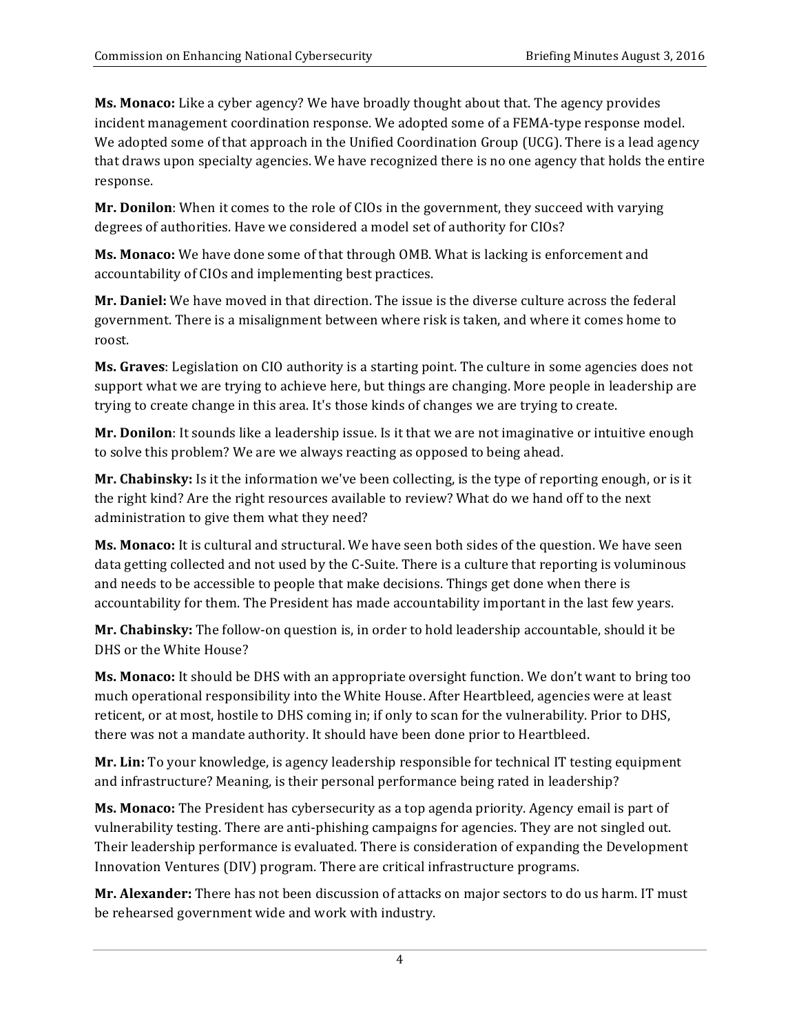**Ms. Monaco:** Like a cyber agency? We have broadly thought about that. The agency provides incident management coordination response. We adopted some of a FEMA-type response model. We adopted some of that approach in the Unified Coordination Group (UCG). There is a lead agency that draws upon specialty agencies. We have recognized there is no one agency that holds the entire response.

**Mr. Donilon**: When it comes to the role of CIOs in the government, they succeed with varying degrees of authorities. Have we considered a model set of authority for CIOs?

**Ms. Monaco:** We have done some of that through OMB. What is lacking is enforcement and accountability of CIOs and implementing best practices.

**Mr. Daniel:** We have moved in that direction. The issue is the diverse culture across the federal government. There is a misalignment between where risk is taken, and where it comes home to roost.

**Ms. Graves**: Legislation on CIO authority is a starting point. The culture in some agencies does not support what we are trying to achieve here, but things are changing. More people in leadership are trying to create change in this area. It's those kinds of changes we are trying to create.

**Mr. Donilon**: It sounds like a leadership issue. Is it that we are not imaginative or intuitive enough to solve this problem? We are we always reacting as opposed to being ahead.

**Mr. Chabinsky:** Is it the information we've been collecting, is the type of reporting enough, or is it the right kind? Are the right resources available to review? What do we hand off to the next administration to give them what they need?

**Ms. Monaco:** It is cultural and structural. We have seen both sides of the question. We have seen data getting collected and not used by the C-Suite. There is a culture that reporting is voluminous and needs to be accessible to people that make decisions. Things get done when there is accountability for them. The President has made accountability important in the last few years.

**Mr. Chabinsky:** The follow-on question is, in order to hold leadership accountable, should it be DHS or the White House?

**Ms. Monaco:** It should be DHS with an appropriate oversight function. We don't want to bring too much operational responsibility into the White House. After Heartbleed, agencies were at least reticent, or at most, hostile to DHS coming in; if only to scan for the vulnerability. Prior to DHS, there was not a mandate authority. It should have been done prior to Heartbleed.

**Mr. Lin:** To your knowledge, is agency leadership responsible for technical IT testing equipment and infrastructure? Meaning, is their personal performance being rated in leadership?

**Ms. Monaco:** The President has cybersecurity as a top agenda priority. Agency email is part of vulnerability testing. There are anti-phishing campaigns for agencies. They are not singled out. Their leadership performance is evaluated. There is consideration of expanding the Development Innovation Ventures (DIV) program. There are critical infrastructure programs.

**Mr. Alexander:** There has not been discussion of attacks on major sectors to do us harm. IT must be rehearsed government wide and work with industry.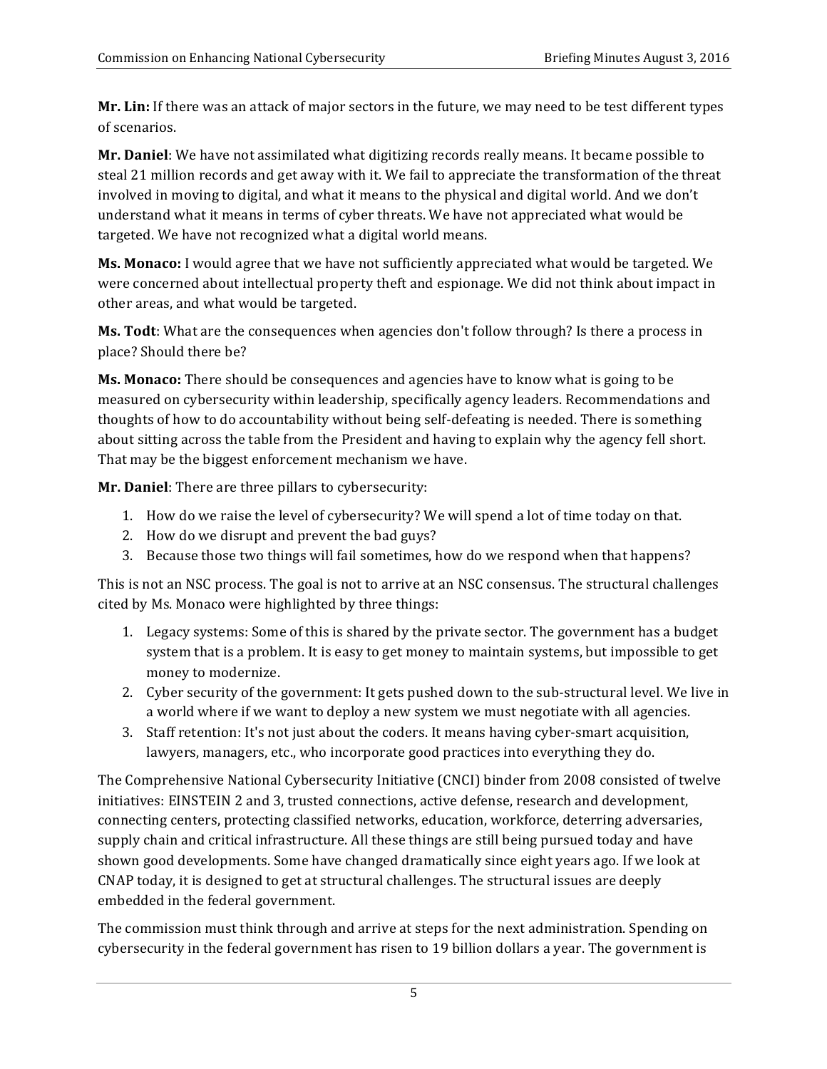**Mr. Lin:** If there was an attack of major sectors in the future, we may need to be test different types of scenarios.

**Mr. Daniel**: We have not assimilated what digitizing records really means. It became possible to steal 21 million records and get away with it. We fail to appreciate the transformation of the threat involved in moving to digital, and what it means to the physical and digital world. And we don't understand what it means in terms of cyber threats. We have not appreciated what would be targeted. We have not recognized what a digital world means.

**Ms. Monaco:** I would agree that we have not sufficiently appreciated what would be targeted. We were concerned about intellectual property theft and espionage. We did not think about impact in other areas, and what would be targeted.

**Ms. Todt**: What are the consequences when agencies don't follow through? Is there a process in place? Should there be?

**Ms. Monaco:** There should be consequences and agencies have to know what is going to be measured on cybersecurity within leadership, specifically agency leaders. Recommendations and thoughts of how to do accountability without being self-defeating is needed. There is something about sitting across the table from the President and having to explain why the agency fell short. That may be the biggest enforcement mechanism we have.

**Mr. Daniel**: There are three pillars to cybersecurity:

1. How do we raise the level of cybersecurity? We will spend a lot of time today on that.
2. How do we disrupt and prevent the bad guys?
3. Because those two things will fail sometimes, how do we respond when that happens?

This is not an NSC process. The goal is not to arrive at an NSC consensus. The structural challenges cited by Ms. Monaco were highlighted by three things:

1. Legacy systems: Some of this is shared by the private sector. The government has a budget system that is a problem. It is easy to get money to maintain systems, but impossible to get money to modernize.
2. Cyber security of the government: It gets pushed down to the sub-structural level. We live in a world where if we want to deploy a new system we must negotiate with all agencies.
3. Staff retention: It's not just about the coders. It means having cyber-smart acquisition, lawyers, managers, etc., who incorporate good practices into everything they do.

The Comprehensive National Cybersecurity Initiative (CNCI) binder from 2008 consisted of twelve initiatives: EINSTEIN 2 and 3, trusted connections, active defense, research and development, connecting centers, protecting classified networks, education, workforce, deterring adversaries, supply chain and critical infrastructure. All these things are still being pursued today and have shown good developments. Some have changed dramatically since eight years ago. If we look at CNAP today, it is designed to get at structural challenges. The structural issues are deeply embedded in the federal government.

The commission must think through and arrive at steps for the next administration. Spending on cybersecurity in the federal government has risen to 19 billion dollars a year. The government is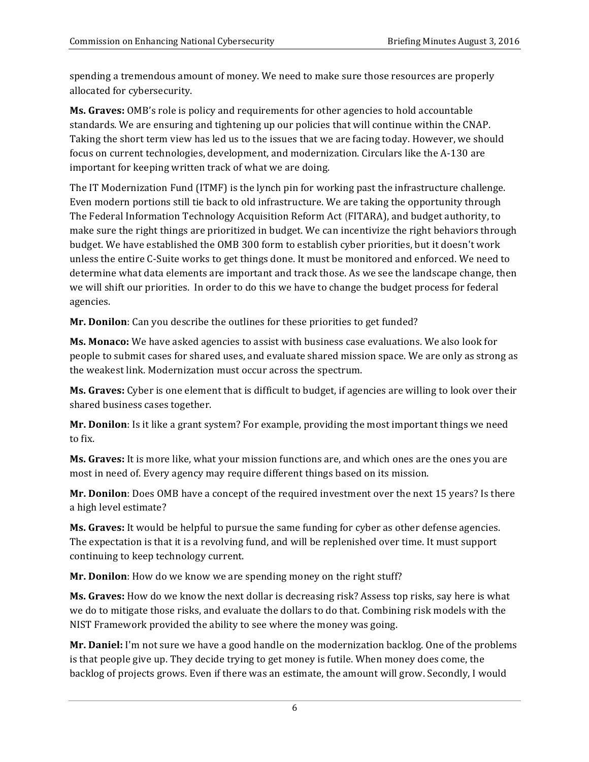spending a tremendous amount of money. We need to make sure those resources are properly allocated for cybersecurity.

**Ms. Graves:** OMB's role is policy and requirements for other agencies to hold accountable standards. We are ensuring and tightening up our policies that will continue within the CNAP. Taking the short term view has led us to the issues that we are facing today. However, we should focus on current technologies, development, and modernization. Circulars like the A-130 are important for keeping written track of what we are doing.

The IT Modernization Fund (ITMF) is the lynch pin for working past the infrastructure challenge. Even modern portions still tie back to old infrastructure. We are taking the opportunity through The Federal Information Technology Acquisition Reform Act (FITARA), and budget authority, to make sure the right things are prioritized in budget. We can incentivize the right behaviors through budget. We have established the OMB 300 form to establish cyber priorities, but it doesn't work unless the entire C-Suite works to get things done. It must be monitored and enforced. We need to determine what data elements are important and track those. As we see the landscape change, then we will shift our priorities. In order to do this we have to change the budget process for federal agencies.

**Mr. Donilon**: Can you describe the outlines for these priorities to get funded?

**Ms. Monaco:** We have asked agencies to assist with business case evaluations. We also look for people to submit cases for shared uses, and evaluate shared mission space. We are only as strong as the weakest link. Modernization must occur across the spectrum.

**Ms. Graves:** Cyber is one element that is difficult to budget, if agencies are willing to look over their shared business cases together.

**Mr. Donilon**: Is it like a grant system? For example, providing the most important things we need to fix.

**Ms. Graves:** It is more like, what your mission functions are, and which ones are the ones you are most in need of. Every agency may require different things based on its mission.

**Mr. Donilon**: Does OMB have a concept of the required investment over the next 15 years? Is there a high level estimate?

**Ms. Graves:** It would be helpful to pursue the same funding for cyber as other defense agencies. The expectation is that it is a revolving fund, and will be replenished over time. It must support continuing to keep technology current.

**Mr. Donilon**: How do we know we are spending money on the right stuff?

**Ms. Graves:** How do we know the next dollar is decreasing risk? Assess top risks, say here is what we do to mitigate those risks, and evaluate the dollars to do that. Combining risk models with the NIST Framework provided the ability to see where the money was going.

**Mr. Daniel:** I'm not sure we have a good handle on the modernization backlog. One of the problems is that people give up. They decide trying to get money is futile. When money does come, the backlog of projects grows. Even if there was an estimate, the amount will grow. Secondly, I would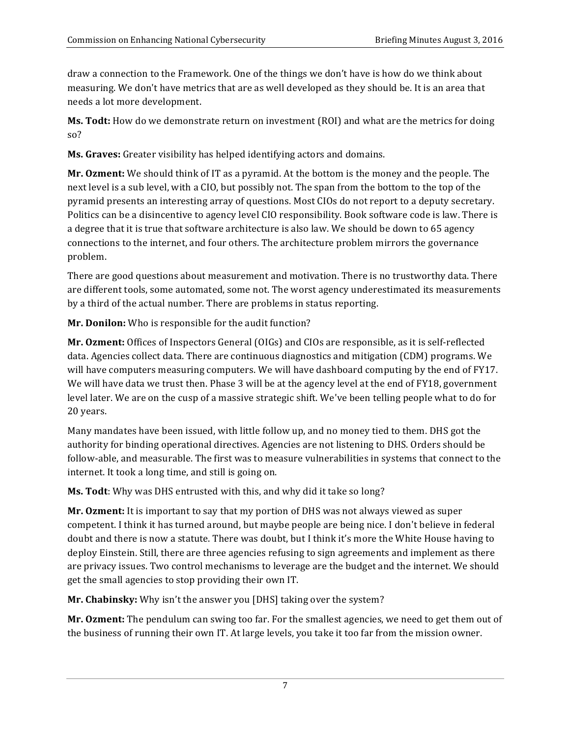draw a connection to the Framework. One of the things we don't have is how do we think about measuring. We don't have metrics that are as well developed as they should be. It is an area that needs a lot more development.

**Ms. Todt:** How do we demonstrate return on investment (ROI) and what are the metrics for doing so?

**Ms. Graves:** Greater visibility has helped identifying actors and domains.

**Mr. Ozment:** We should think of IT as a pyramid. At the bottom is the money and the people. The next level is a sub level, with a CIO, but possibly not. The span from the bottom to the top of the pyramid presents an interesting array of questions. Most CIOs do not report to a deputy secretary. Politics can be a disincentive to agency level CIO responsibility. Book software code is law. There is a degree that it is true that software architecture is also law. We should be down to 65 agency connections to the internet, and four others. The architecture problem mirrors the governance problem.

There are good questions about measurement and motivation. There is no trustworthy data. There are different tools, some automated, some not. The worst agency underestimated its measurements by a third of the actual number. There are problems in status reporting.

**Mr. Donilon:** Who is responsible for the audit function?

**Mr. Ozment:** Offices of Inspectors General (OIGs) and CIOs are responsible, as it is self-reflected data. Agencies collect data. There are continuous diagnostics and mitigation (CDM) programs. We will have computers measuring computers. We will have dashboard computing by the end of FY17. We will have data we trust then. Phase 3 will be at the agency level at the end of FY18, government level later. We are on the cusp of a massive strategic shift. We've been telling people what to do for 20 years.

Many mandates have been issued, with little follow up, and no money tied to them. DHS got the authority for binding operational directives. Agencies are not listening to DHS. Orders should be follow-able, and measurable. The first was to measure vulnerabilities in systems that connect to the internet. It took a long time, and still is going on.

**Ms. Todt**: Why was DHS entrusted with this, and why did it take so long?

**Mr. Ozment:** It is important to say that my portion of DHS was not always viewed as super competent. I think it has turned around, but maybe people are being nice. I don't believe in federal doubt and there is now a statute. There was doubt, but I think it's more the White House having to deploy Einstein. Still, there are three agencies refusing to sign agreements and implement as there are privacy issues. Two control mechanisms to leverage are the budget and the internet. We should get the small agencies to stop providing their own IT.

**Mr. Chabinsky:** Why isn't the answer you [DHS] taking over the system?

**Mr. Ozment:** The pendulum can swing too far. For the smallest agencies, we need to get them out of the business of running their own IT. At large levels, you take it too far from the mission owner.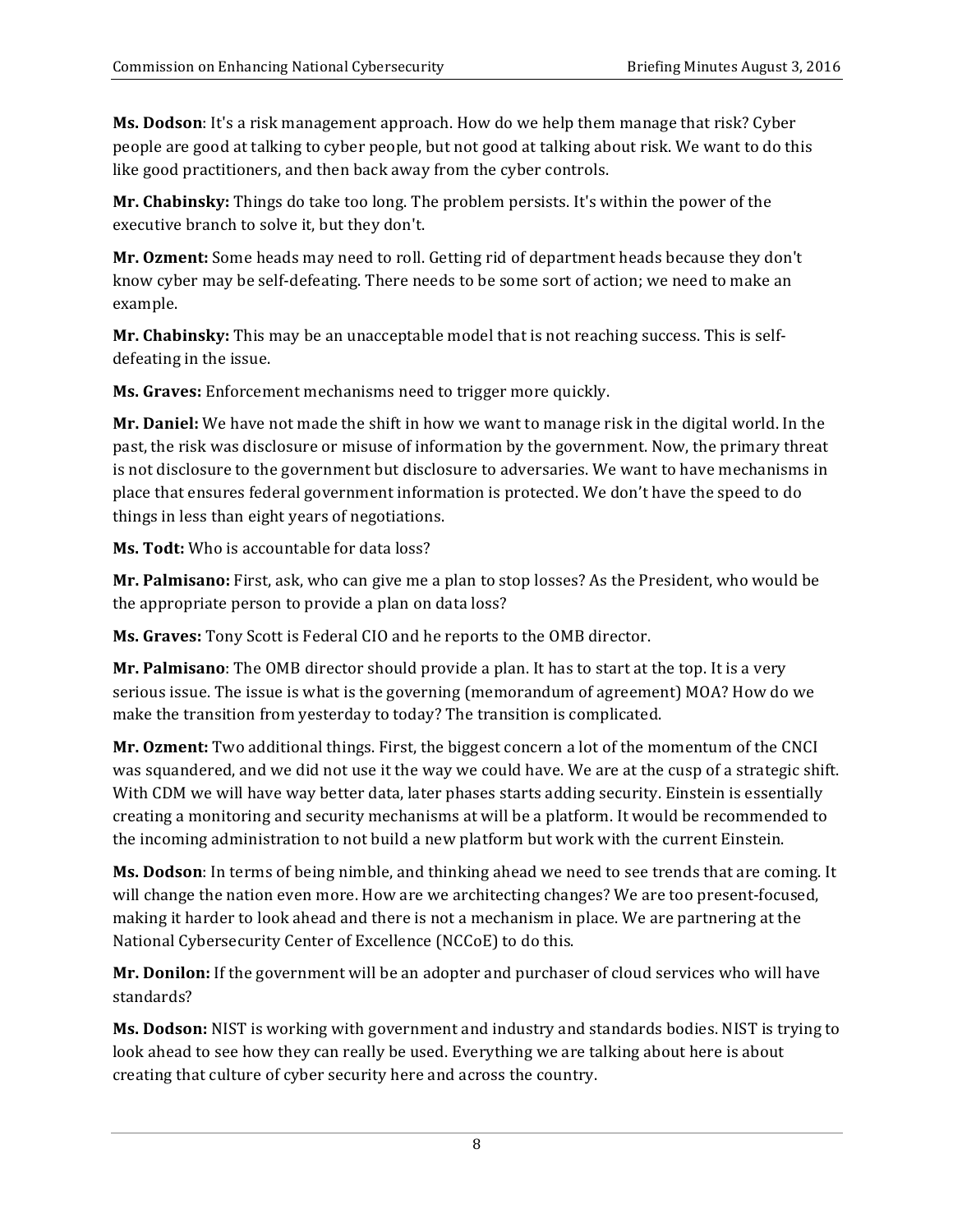**Ms. Dodson**: It's a risk management approach. How do we help them manage that risk? Cyber people are good at talking to cyber people, but not good at talking about risk. We want to do this like good practitioners, and then back away from the cyber controls.

**Mr. Chabinsky:** Things do take too long. The problem persists. It's within the power of the executive branch to solve it, but they don't.

**Mr. Ozment:** Some heads may need to roll. Getting rid of department heads because they don't know cyber may be self-defeating. There needs to be some sort of action; we need to make an example.

**Mr. Chabinsky:** This may be an unacceptable model that is not reaching success. This is self-defeating in the issue.

**Ms. Graves:** Enforcement mechanisms need to trigger more quickly.

**Mr. Daniel:** We have not made the shift in how we want to manage risk in the digital world. In the past, the risk was disclosure or misuse of information by the government. Now, the primary threat is not disclosure to the government but disclosure to adversaries. We want to have mechanisms in place that ensures federal government information is protected. We don't have the speed to do things in less than eight years of negotiations.

**Ms. Todt:** Who is accountable for data loss?

**Mr. Palmisano:** First, ask, who can give me a plan to stop losses? As the President, who would be the appropriate person to provide a plan on data loss?

**Ms. Graves:** Tony Scott is Federal CIO and he reports to the OMB director.

**Mr. Palmisano**: The OMB director should provide a plan. It has to start at the top. It is a very serious issue. The issue is what is the governing (memorandum of agreement) MOA? How do we make the transition from yesterday to today? The transition is complicated.

**Mr. Ozment:** Two additional things. First, the biggest concern a lot of the momentum of the CNCI was squandered, and we did not use it the way we could have. We are at the cusp of a strategic shift. With CDM we will have way better data, later phases starts adding security. Einstein is essentially creating a monitoring and security mechanisms at will be a platform. It would be recommended to the incoming administration to not build a new platform but work with the current Einstein.

**Ms. Dodson**: In terms of being nimble, and thinking ahead we need to see trends that are coming. It will change the nation even more. How are we architecting changes? We are too present-focused, making it harder to look ahead and there is not a mechanism in place. We are partnering at the National Cybersecurity Center of Excellence (NCCoE) to do this.

**Mr. Donilon:** If the government will be an adopter and purchaser of cloud services who will have standards?

**Ms. Dodson:** NIST is working with government and industry and standards bodies. NIST is trying to look ahead to see how they can really be used. Everything we are talking about here is about creating that culture of cyber security here and across the country.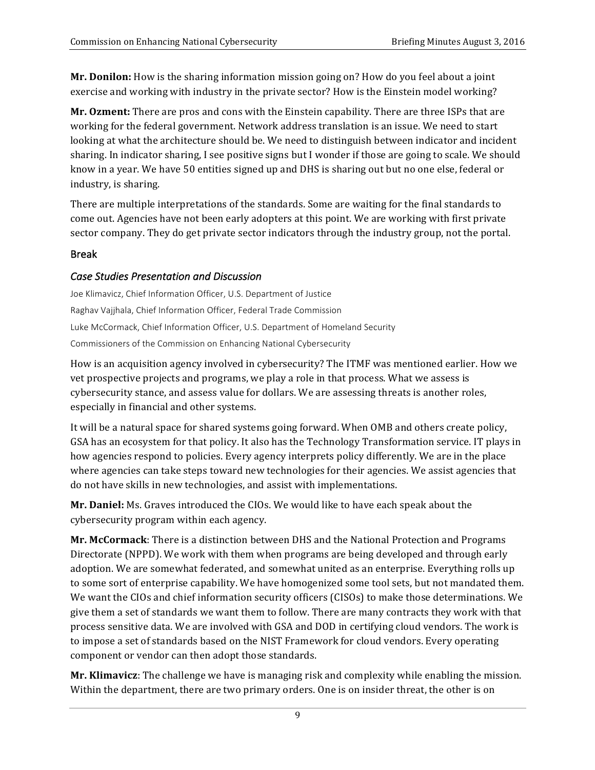**Mr. Donilon:** How is the sharing information mission going on? How do you feel about a joint exercise and working with industry in the private sector? How is the Einstein model working?

**Mr. Ozment:** There are pros and cons with the Einstein capability. There are three ISPs that are working for the federal government. Network address translation is an issue. We need to start looking at what the architecture should be. We need to distinguish between indicator and incident sharing. In indicator sharing, I see positive signs but I wonder if those are going to scale. We should know in a year. We have 50 entities signed up and DHS is sharing out but no one else, federal or industry, is sharing.

There are multiple interpretations of the standards. Some are waiting for the final standards to come out. Agencies have not been early adopters at this point. We are working with first private sector company. They do get private sector indicators through the industry group, not the portal.

## Break

### *Case Studies Presentation and Discussion*

Joe Klimavicz, Chief Information Officer, U.S. Department of Justice

Raghav Vajjhala, Chief Information Officer, Federal Trade Commission

Luke McCormack, Chief Information Officer, U.S. Department of Homeland Security

Commissioners of the Commission on Enhancing National Cybersecurity

How is an acquisition agency involved in cybersecurity? The ITMF was mentioned earlier. How we vet prospective projects and programs, we play a role in that process. What we assess is cybersecurity stance, and assess value for dollars. We are assessing threats is another roles, especially in financial and other systems.

It will be a natural space for shared systems going forward. When OMB and others create policy, GSA has an ecosystem for that policy. It also has the Technology Transformation service. IT plays in how agencies respond to policies. Every agency interprets policy differently. We are in the place where agencies can take steps toward new technologies for their agencies. We assist agencies that do not have skills in new technologies, and assist with implementations.

**Mr. Daniel:** Ms. Graves introduced the CIOs. We would like to have each speak about the cybersecurity program within each agency.

**Mr. McCormack**: There is a distinction between DHS and the National Protection and Programs Directorate (NPPD). We work with them when programs are being developed and through early adoption. We are somewhat federated, and somewhat united as an enterprise. Everything rolls up to some sort of enterprise capability. We have homogenized some tool sets, but not mandated them. We want the CIOs and chief information security officers (CISOs) to make those determinations. We give them a set of standards we want them to follow. There are many contracts they work with that process sensitive data. We are involved with GSA and DOD in certifying cloud vendors. The work is to impose a set of standards based on the NIST Framework for cloud vendors. Every operating component or vendor can then adopt those standards.

**Mr. Klimavicz**: The challenge we have is managing risk and complexity while enabling the mission. Within the department, there are two primary orders. One is on insider threat, the other is on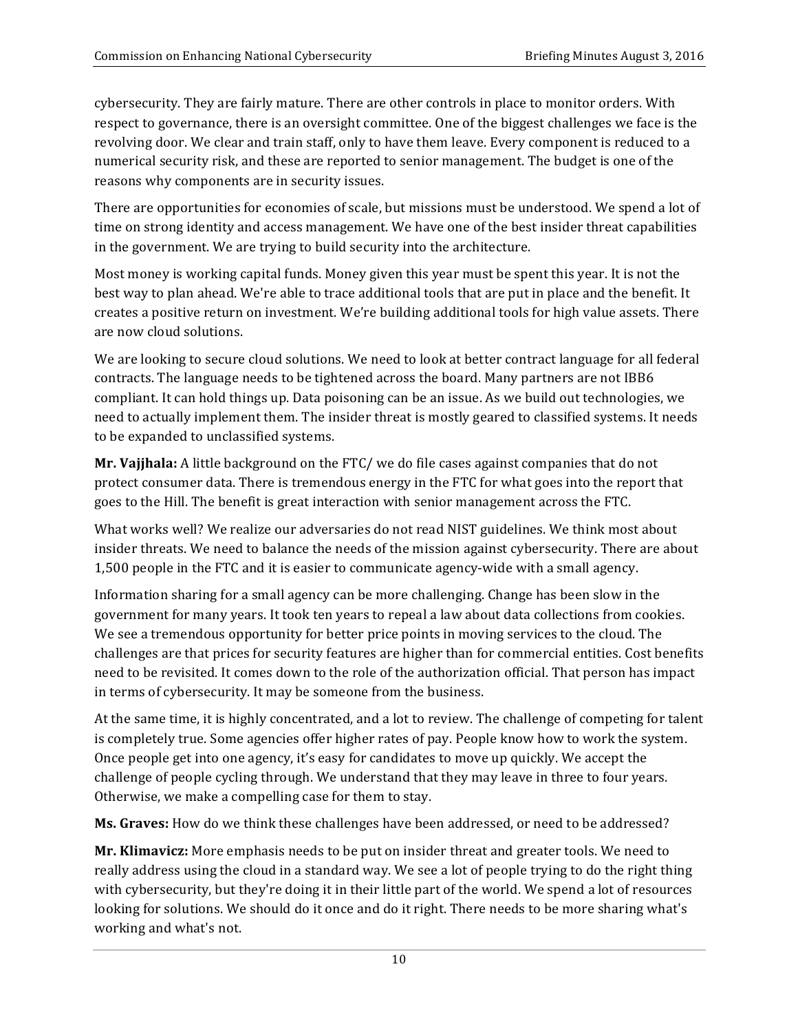cybersecurity. They are fairly mature. There are other controls in place to monitor orders. With respect to governance, there is an oversight committee. One of the biggest challenges we face is the revolving door. We clear and train staff, only to have them leave. Every component is reduced to a numerical security risk, and these are reported to senior management. The budget is one of the reasons why components are in security issues.

There are opportunities for economies of scale, but missions must be understood. We spend a lot of time on strong identity and access management. We have one of the best insider threat capabilities in the government. We are trying to build security into the architecture.

Most money is working capital funds. Money given this year must be spent this year. It is not the best way to plan ahead. We're able to trace additional tools that are put in place and the benefit. It creates a positive return on investment. We're building additional tools for high value assets. There are now cloud solutions.

We are looking to secure cloud solutions. We need to look at better contract language for all federal contracts. The language needs to be tightened across the board. Many partners are not IBB6 compliant. It can hold things up. Data poisoning can be an issue. As we build out technologies, we need to actually implement them. The insider threat is mostly geared to classified systems. It needs to be expanded to unclassified systems.

**Mr. Vajjhala:** A little background on the FTC/ we do file cases against companies that do not protect consumer data. There is tremendous energy in the FTC for what goes into the report that goes to the Hill. The benefit is great interaction with senior management across the FTC.

What works well? We realize our adversaries do not read NIST guidelines. We think most about insider threats. We need to balance the needs of the mission against cybersecurity. There are about 1,500 people in the FTC and it is easier to communicate agency-wide with a small agency.

Information sharing for a small agency can be more challenging. Change has been slow in the government for many years. It took ten years to repeal a law about data collections from cookies. We see a tremendous opportunity for better price points in moving services to the cloud. The challenges are that prices for security features are higher than for commercial entities. Cost benefits need to be revisited. It comes down to the role of the authorization official. That person has impact in terms of cybersecurity. It may be someone from the business.

At the same time, it is highly concentrated, and a lot to review. The challenge of competing for talent is completely true. Some agencies offer higher rates of pay. People know how to work the system. Once people get into one agency, it's easy for candidates to move up quickly. We accept the challenge of people cycling through. We understand that they may leave in three to four years. Otherwise, we make a compelling case for them to stay.

**Ms. Graves:** How do we think these challenges have been addressed, or need to be addressed?

**Mr. Klimavicz:** More emphasis needs to be put on insider threat and greater tools. We need to really address using the cloud in a standard way. We see a lot of people trying to do the right thing with cybersecurity, but they're doing it in their little part of the world. We spend a lot of resources looking for solutions. We should do it once and do it right. There needs to be more sharing what's working and what's not.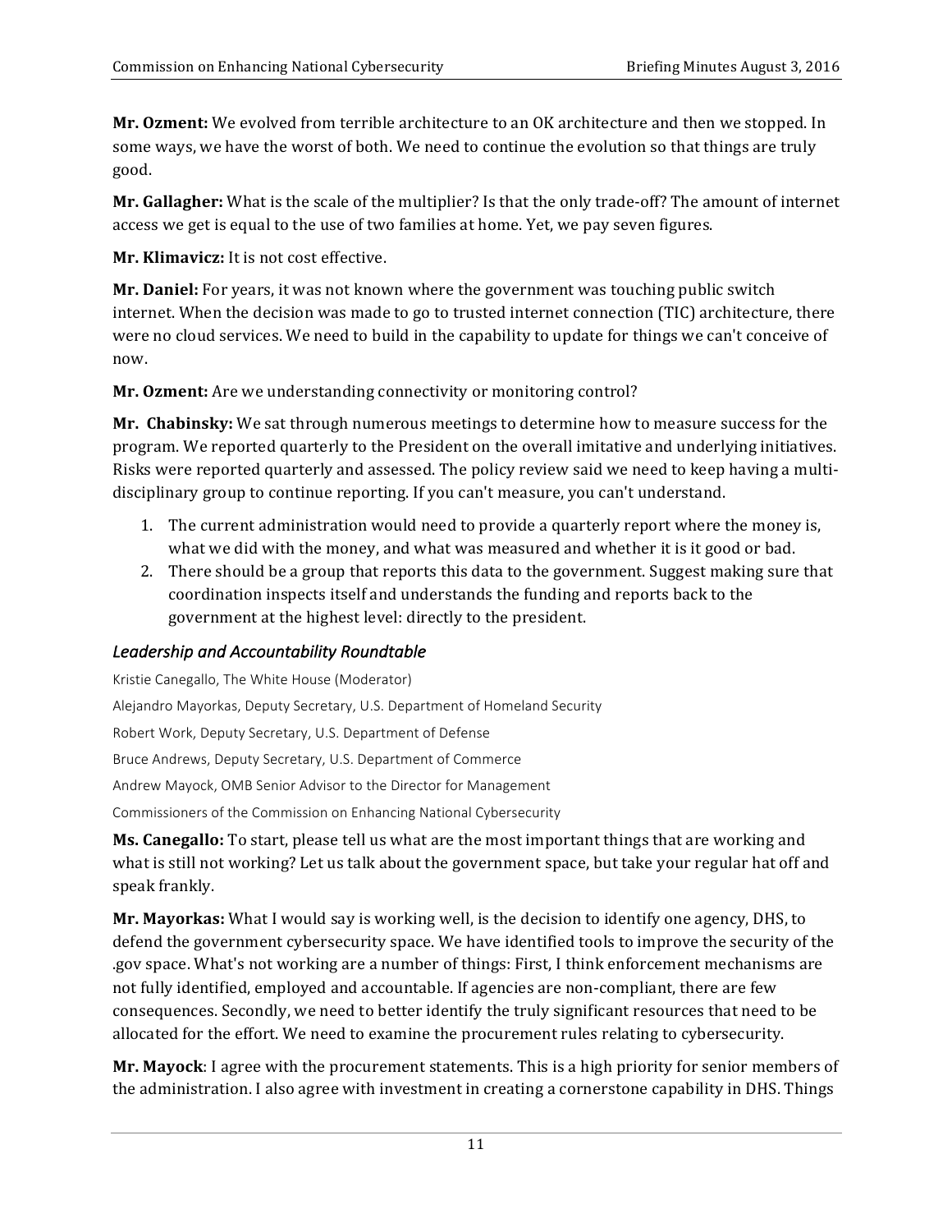**Mr. Ozment:** We evolved from terrible architecture to an OK architecture and then we stopped. In some ways, we have the worst of both. We need to continue the evolution so that things are truly good.

**Mr. Gallagher:** What is the scale of the multiplier? Is that the only trade-off? The amount of internet access we get is equal to the use of two families at home. Yet, we pay seven figures.

**Mr. Klimavicz:** It is not cost effective.

**Mr. Daniel:** For years, it was not known where the government was touching public switch internet. When the decision was made to go to trusted internet connection (TIC) architecture, there were no cloud services. We need to build in the capability to update for things we can't conceive of now.

**Mr. Ozment:** Are we understanding connectivity or monitoring control?

**Mr. Chabinsky:** We sat through numerous meetings to determine how to measure success for the program. We reported quarterly to the President on the overall imitative and underlying initiatives. Risks were reported quarterly and assessed. The policy review said we need to keep having a multi-disciplinary group to continue reporting. If you can't measure, you can't understand.

1. The current administration would need to provide a quarterly report where the money is, what we did with the money, and what was measured and whether it is it good or bad.
2. There should be a group that reports this data to the government. Suggest making sure that coordination inspects itself and understands the funding and reports back to the government at the highest level: directly to the president.

### *Leadership and Accountability Roundtable*

Kristie Canegallo, The White House (Moderator)

Alejandro Mayorkas, Deputy Secretary, U.S. Department of Homeland Security

Robert Work, Deputy Secretary, U.S. Department of Defense

Bruce Andrews, Deputy Secretary, U.S. Department of Commerce

Andrew Mayock, OMB Senior Advisor to the Director for Management

Commissioners of the Commission on Enhancing National Cybersecurity

**Ms. Canegallo:** To start, please tell us what are the most important things that are working and what is still not working? Let us talk about the government space, but take your regular hat off and speak frankly.

**Mr. Mayorkas:** What I would say is working well, is the decision to identify one agency, DHS, to defend the government cybersecurity space. We have identified tools to improve the security of the .gov space. What's not working are a number of things: First, I think enforcement mechanisms are not fully identified, employed and accountable. If agencies are non-compliant, there are few consequences. Secondly, we need to better identify the truly significant resources that need to be allocated for the effort. We need to examine the procurement rules relating to cybersecurity.

**Mr. Mayock**: I agree with the procurement statements. This is a high priority for senior members of the administration. I also agree with investment in creating a cornerstone capability in DHS. Things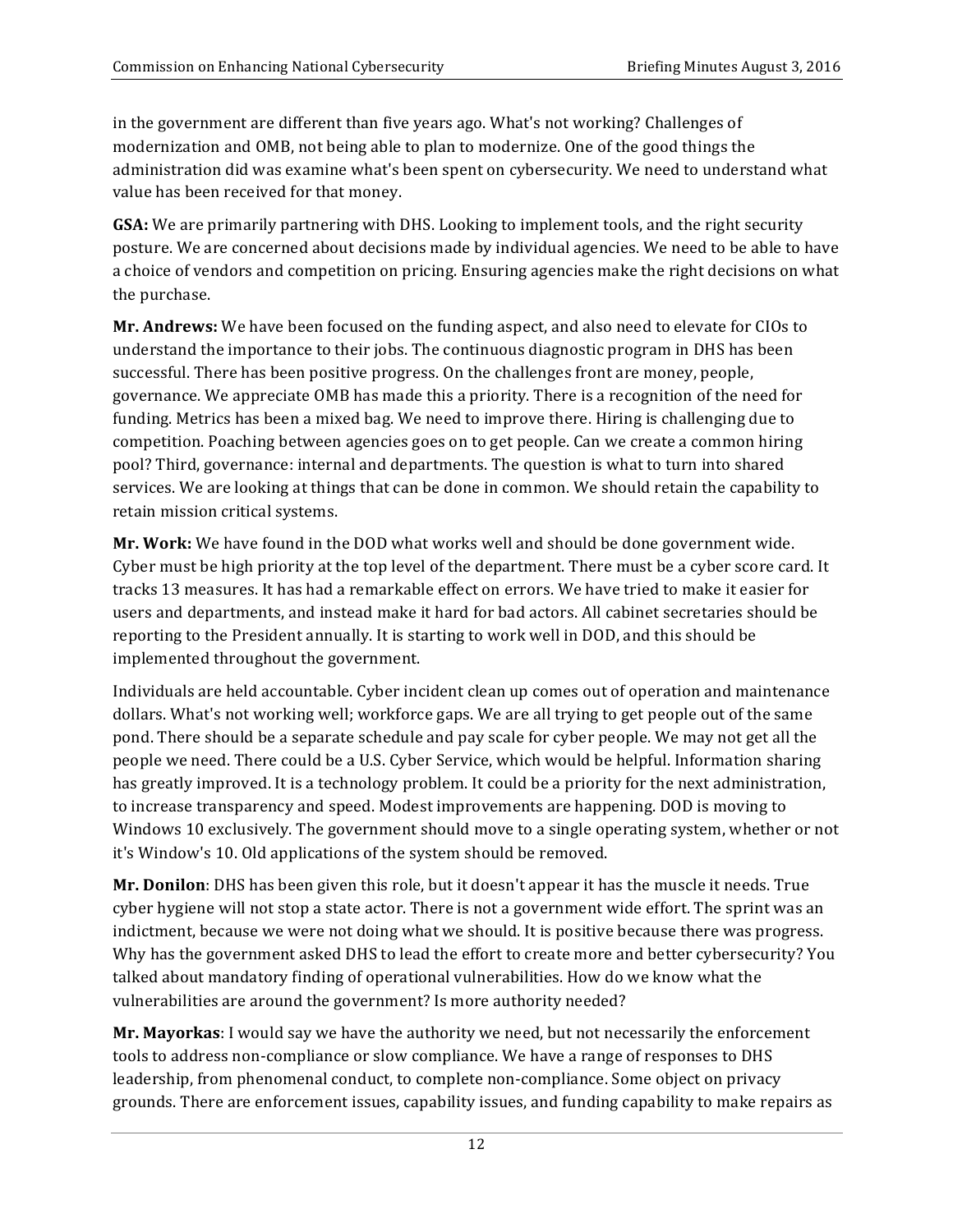in the government are different than five years ago. What's not working? Challenges of modernization and OMB, not being able to plan to modernize. One of the good things the administration did was examine what's been spent on cybersecurity. We need to understand what value has been received for that money.

**GSA:** We are primarily partnering with DHS. Looking to implement tools, and the right security posture. We are concerned about decisions made by individual agencies. We need to be able to have a choice of vendors and competition on pricing. Ensuring agencies make the right decisions on what the purchase.

**Mr. Andrews:** We have been focused on the funding aspect, and also need to elevate for CIOs to understand the importance to their jobs. The continuous diagnostic program in DHS has been successful. There has been positive progress. On the challenges front are money, people, governance. We appreciate OMB has made this a priority. There is a recognition of the need for funding. Metrics has been a mixed bag. We need to improve there. Hiring is challenging due to competition. Poaching between agencies goes on to get people. Can we create a common hiring pool? Third, governance: internal and departments. The question is what to turn into shared services. We are looking at things that can be done in common. We should retain the capability to retain mission critical systems.

**Mr. Work:** We have found in the DOD what works well and should be done government wide. Cyber must be high priority at the top level of the department. There must be a cyber score card. It tracks 13 measures. It has had a remarkable effect on errors. We have tried to make it easier for users and departments, and instead make it hard for bad actors. All cabinet secretaries should be reporting to the President annually. It is starting to work well in DOD, and this should be implemented throughout the government.

Individuals are held accountable. Cyber incident clean up comes out of operation and maintenance dollars. What's not working well; workforce gaps. We are all trying to get people out of the same pond. There should be a separate schedule and pay scale for cyber people. We may not get all the people we need. There could be a U.S. Cyber Service, which would be helpful. Information sharing has greatly improved. It is a technology problem. It could be a priority for the next administration, to increase transparency and speed. Modest improvements are happening. DOD is moving to Windows 10 exclusively. The government should move to a single operating system, whether or not it's Window's 10. Old applications of the system should be removed.

**Mr. Donilon**: DHS has been given this role, but it doesn't appear it has the muscle it needs. True cyber hygiene will not stop a state actor. There is not a government wide effort. The sprint was an indictment, because we were not doing what we should. It is positive because there was progress. Why has the government asked DHS to lead the effort to create more and better cybersecurity? You talked about mandatory finding of operational vulnerabilities. How do we know what the vulnerabilities are around the government? Is more authority needed?

**Mr. Mayorkas**: I would say we have the authority we need, but not necessarily the enforcement tools to address non-compliance or slow compliance. We have a range of responses to DHS leadership, from phenomenal conduct, to complete non-compliance. Some object on privacy grounds. There are enforcement issues, capability issues, and funding capability to make repairs as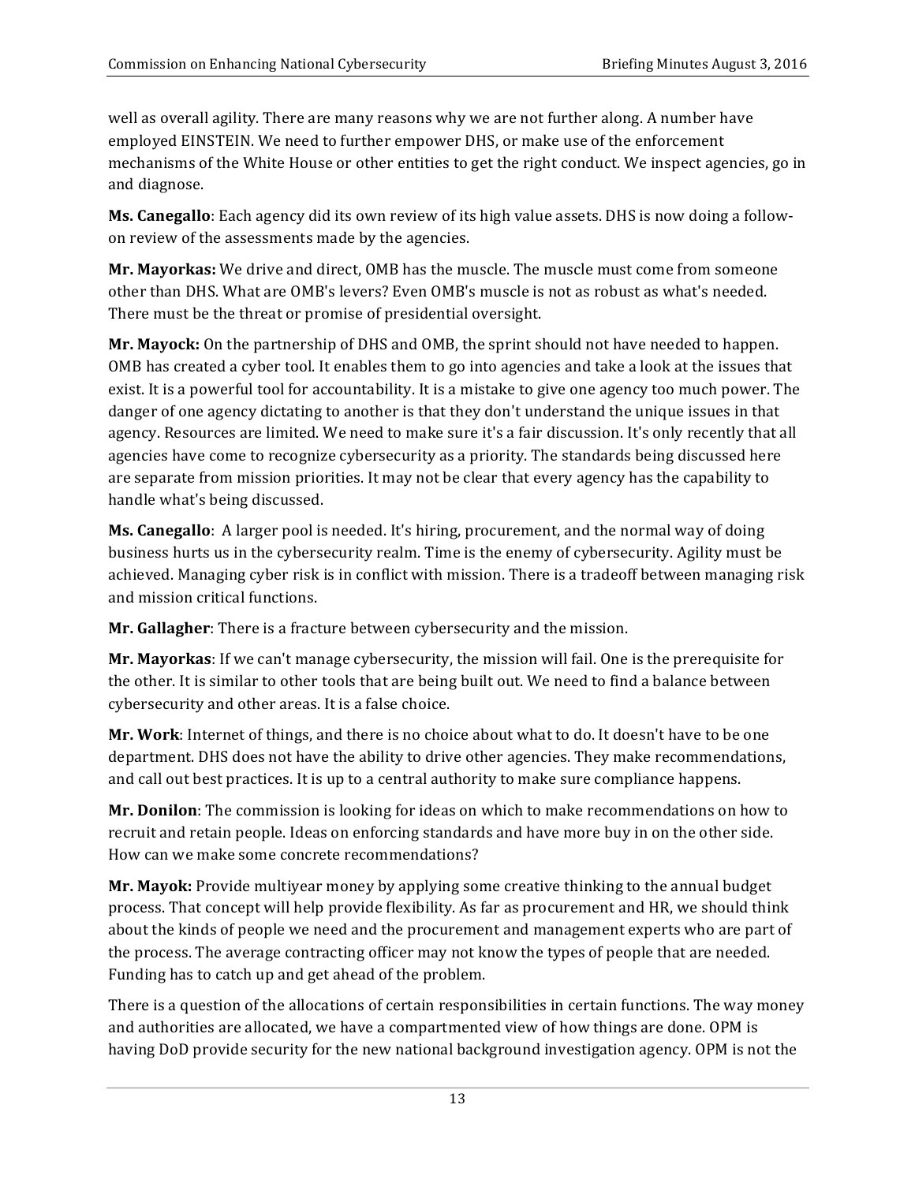well as overall agility. There are many reasons why we are not further along. A number have employed EINSTEIN. We need to further empower DHS, or make use of the enforcement mechanisms of the White House or other entities to get the right conduct. We inspect agencies, go in and diagnose.

**Ms. Canegallo**: Each agency did its own review of its high value assets. DHS is now doing a follow-on review of the assessments made by the agencies.

**Mr. Mayorkas:** We drive and direct, OMB has the muscle. The muscle must come from someone other than DHS. What are OMB's levers? Even OMB's muscle is not as robust as what's needed. There must be the threat or promise of presidential oversight.

**Mr. Mayock:** On the partnership of DHS and OMB, the sprint should not have needed to happen. OMB has created a cyber tool. It enables them to go into agencies and take a look at the issues that exist. It is a powerful tool for accountability. It is a mistake to give one agency too much power. The danger of one agency dictating to another is that they don't understand the unique issues in that agency. Resources are limited. We need to make sure it's a fair discussion. It's only recently that all agencies have come to recognize cybersecurity as a priority. The standards being discussed here are separate from mission priorities. It may not be clear that every agency has the capability to handle what's being discussed.

**Ms. Canegallo**: A larger pool is needed. It's hiring, procurement, and the normal way of doing business hurts us in the cybersecurity realm. Time is the enemy of cybersecurity. Agility must be achieved. Managing cyber risk is in conflict with mission. There is a tradeoff between managing risk and mission critical functions.

**Mr. Gallagher**: There is a fracture between cybersecurity and the mission.

**Mr. Mayorkas**: If we can't manage cybersecurity, the mission will fail. One is the prerequisite for the other. It is similar to other tools that are being built out. We need to find a balance between cybersecurity and other areas. It is a false choice.

**Mr. Work**: Internet of things, and there is no choice about what to do. It doesn't have to be one department. DHS does not have the ability to drive other agencies. They make recommendations, and call out best practices. It is up to a central authority to make sure compliance happens.

**Mr. Donilon**: The commission is looking for ideas on which to make recommendations on how to recruit and retain people. Ideas on enforcing standards and have more buy in on the other side. How can we make some concrete recommendations?

**Mr. Mayok:** Provide multiyear money by applying some creative thinking to the annual budget process. That concept will help provide flexibility. As far as procurement and HR, we should think about the kinds of people we need and the procurement and management experts who are part of the process. The average contracting officer may not know the types of people that are needed. Funding has to catch up and get ahead of the problem.

There is a question of the allocations of certain responsibilities in certain functions. The way money and authorities are allocated, we have a compartmented view of how things are done. OPM is having DoD provide security for the new national background investigation agency. OPM is not the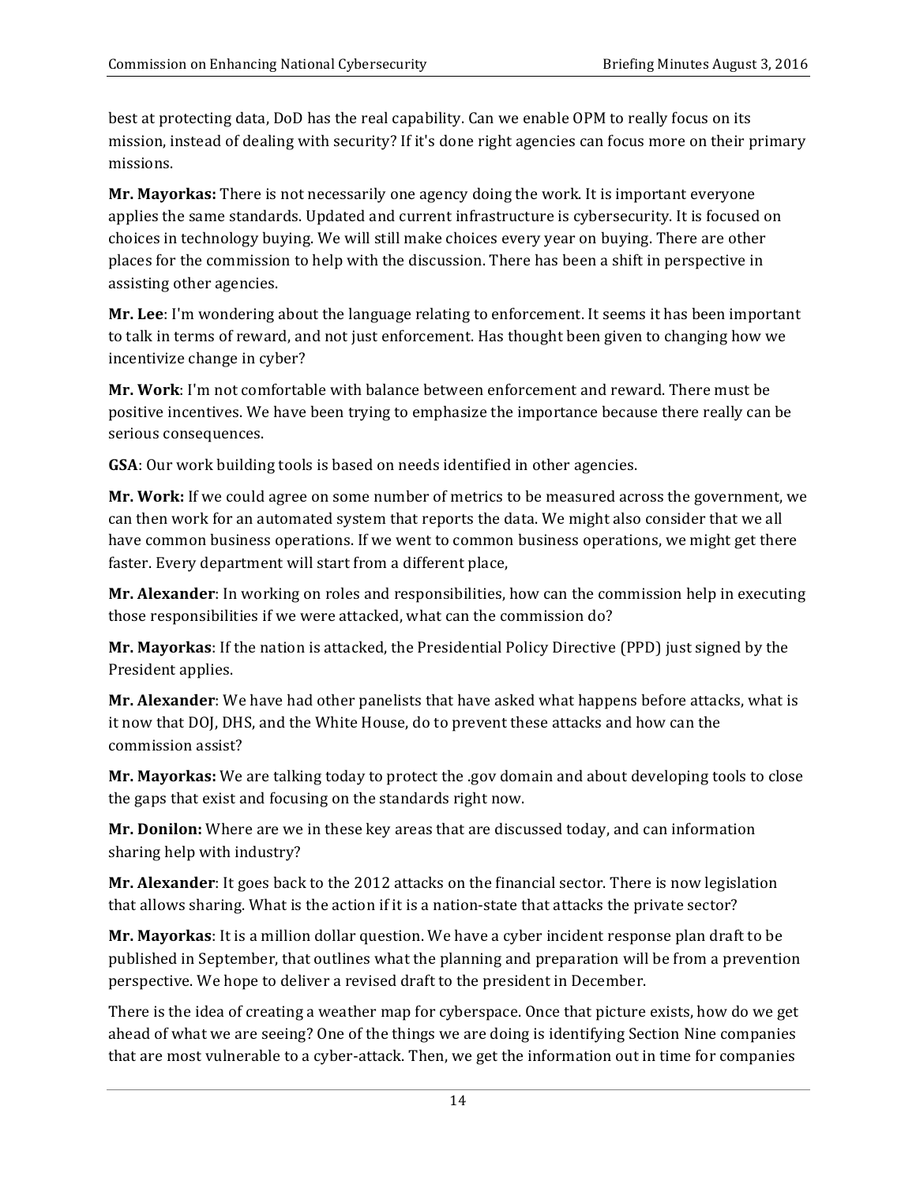best at protecting data, DoD has the real capability. Can we enable OPM to really focus on its mission, instead of dealing with security? If it's done right agencies can focus more on their primary missions.

**Mr. Mayorkas:** There is not necessarily one agency doing the work. It is important everyone applies the same standards. Updated and current infrastructure is cybersecurity. It is focused on choices in technology buying. We will still make choices every year on buying. There are other places for the commission to help with the discussion. There has been a shift in perspective in assisting other agencies.

**Mr. Lee**: I'm wondering about the language relating to enforcement. It seems it has been important to talk in terms of reward, and not just enforcement. Has thought been given to changing how we incentivize change in cyber?

**Mr. Work**: I'm not comfortable with balance between enforcement and reward. There must be positive incentives. We have been trying to emphasize the importance because there really can be serious consequences.

**GSA**: Our work building tools is based on needs identified in other agencies.

**Mr. Work:** If we could agree on some number of metrics to be measured across the government, we can then work for an automated system that reports the data. We might also consider that we all have common business operations. If we went to common business operations, we might get there faster. Every department will start from a different place,

**Mr. Alexander**: In working on roles and responsibilities, how can the commission help in executing those responsibilities if we were attacked, what can the commission do?

**Mr. Mayorkas**: If the nation is attacked, the Presidential Policy Directive (PPD) just signed by the President applies.

**Mr. Alexander**: We have had other panelists that have asked what happens before attacks, what is it now that DOJ, DHS, and the White House, do to prevent these attacks and how can the commission assist?

**Mr. Mayorkas:** We are talking today to protect the .gov domain and about developing tools to close the gaps that exist and focusing on the standards right now.

**Mr. Donilon:** Where are we in these key areas that are discussed today, and can information sharing help with industry?

**Mr. Alexander**: It goes back to the 2012 attacks on the financial sector. There is now legislation that allows sharing. What is the action if it is a nation-state that attacks the private sector?

**Mr. Mayorkas**: It is a million dollar question. We have a cyber incident response plan draft to be published in September, that outlines what the planning and preparation will be from a prevention perspective. We hope to deliver a revised draft to the president in December.

There is the idea of creating a weather map for cyberspace. Once that picture exists, how do we get ahead of what we are seeing? One of the things we are doing is identifying Section Nine companies that are most vulnerable to a cyber-attack. Then, we get the information out in time for companies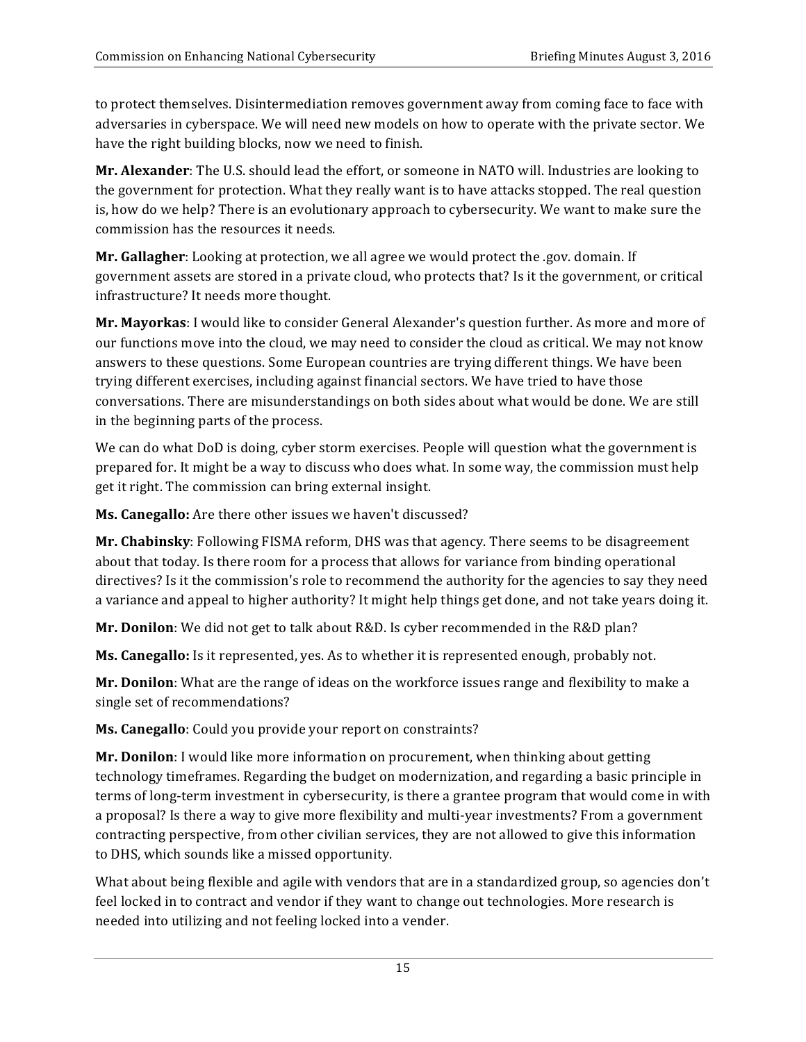to protect themselves. Disintermediation removes government away from coming face to face with adversaries in cyberspace. We will need new models on how to operate with the private sector. We have the right building blocks, now we need to finish.

**Mr. Alexander**: The U.S. should lead the effort, or someone in NATO will. Industries are looking to the government for protection. What they really want is to have attacks stopped. The real question is, how do we help? There is an evolutionary approach to cybersecurity. We want to make sure the commission has the resources it needs.

**Mr. Gallagher**: Looking at protection, we all agree we would protect the .gov. domain. If government assets are stored in a private cloud, who protects that? Is it the government, or critical infrastructure? It needs more thought.

**Mr. Mayorkas**: I would like to consider General Alexander's question further. As more and more of our functions move into the cloud, we may need to consider the cloud as critical. We may not know answers to these questions. Some European countries are trying different things. We have been trying different exercises, including against financial sectors. We have tried to have those conversations. There are misunderstandings on both sides about what would be done. We are still in the beginning parts of the process.

We can do what DoD is doing, cyber storm exercises. People will question what the government is prepared for. It might be a way to discuss who does what. In some way, the commission must help get it right. The commission can bring external insight.

**Ms. Canegallo:** Are there other issues we haven't discussed?

**Mr. Chabinsky**: Following FISMA reform, DHS was that agency. There seems to be disagreement about that today. Is there room for a process that allows for variance from binding operational directives? Is it the commission's role to recommend the authority for the agencies to say they need a variance and appeal to higher authority? It might help things get done, and not take years doing it.

**Mr. Donilon**: We did not get to talk about R&D. Is cyber recommended in the R&D plan?

**Ms. Canegallo:** Is it represented, yes. As to whether it is represented enough, probably not.

**Mr. Donilon**: What are the range of ideas on the workforce issues range and flexibility to make a single set of recommendations?

**Ms. Canegallo**: Could you provide your report on constraints?

**Mr. Donilon**: I would like more information on procurement, when thinking about getting technology timeframes. Regarding the budget on modernization, and regarding a basic principle in terms of long-term investment in cybersecurity, is there a grantee program that would come in with a proposal? Is there a way to give more flexibility and multi-year investments? From a government contracting perspective, from other civilian services, they are not allowed to give this information to DHS, which sounds like a missed opportunity.

What about being flexible and agile with vendors that are in a standardized group, so agencies don't feel locked in to contract and vendor if they want to change out technologies. More research is needed into utilizing and not feeling locked into a vender.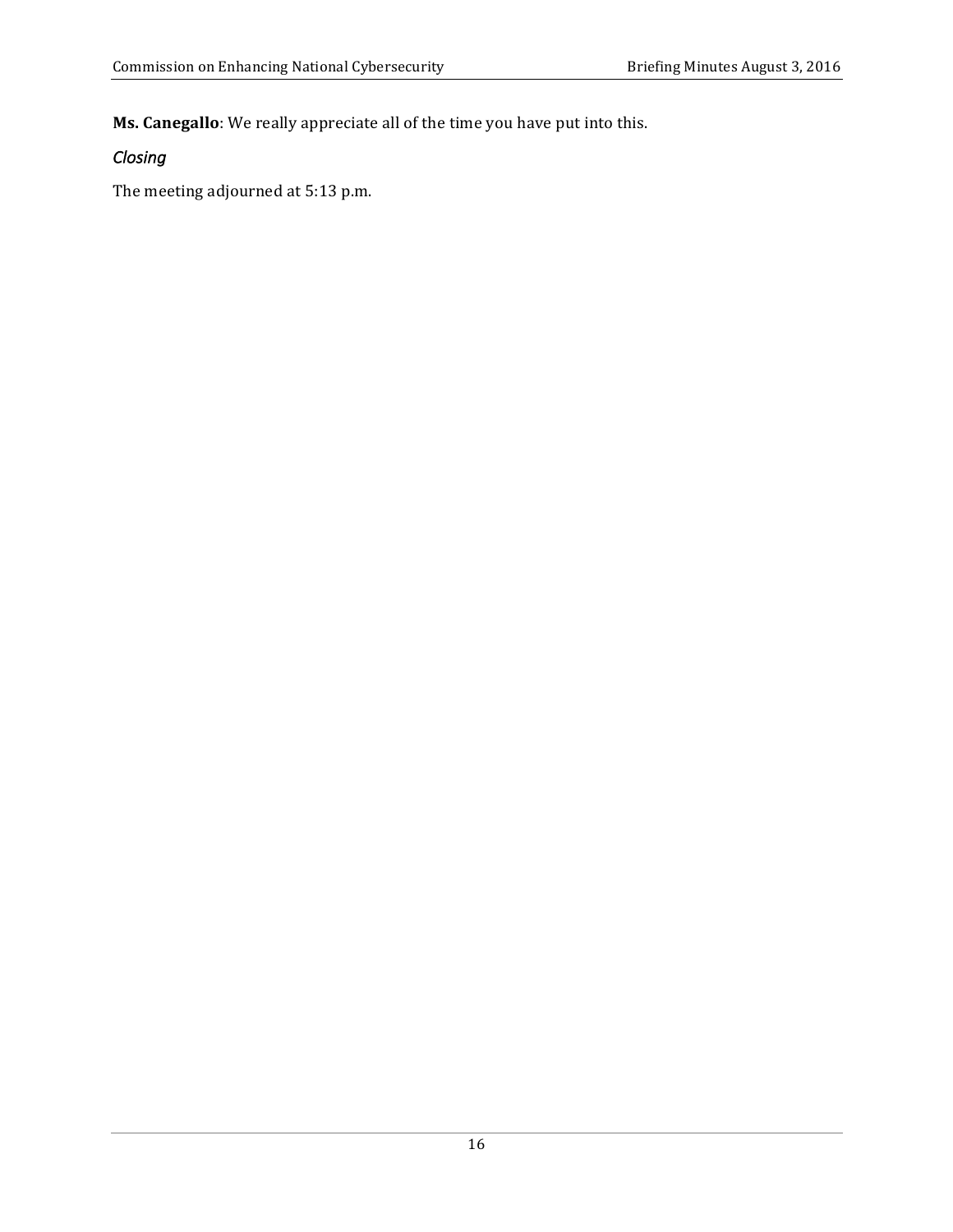**Ms. Canegallo**: We really appreciate all of the time you have put into this.

### *Closing*

The meeting adjourned at 5:13 p.m.